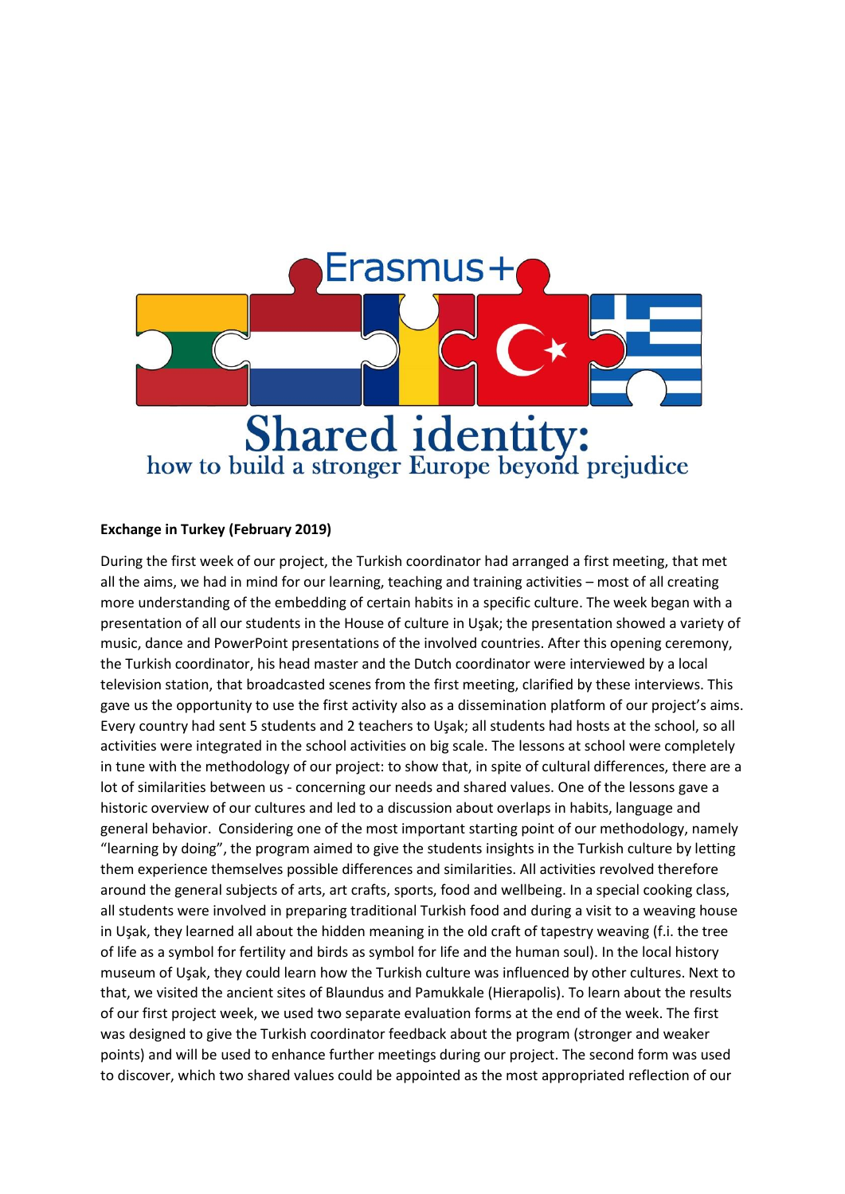Erasmus+

# Shared identity:
## how to build a stronger Europe beyond prejudice

**Exchange in Turkey (February 2019)**

During the first week of our project, the Turkish coordinator had arranged a first meeting, that met all the aims, we had in mind for our learning, teaching and training activities – most of all creating more understanding of the embedding of certain habits in a specific culture. The week began with a presentation of all our students in the House of culture in Uşak; the presentation showed a variety of music, dance and PowerPoint presentations of the involved countries. After this opening ceremony, the Turkish coordinator, his head master and the Dutch coordinator were interviewed by a local television station, that broadcasted scenes from the first meeting, clarified by these interviews. This gave us the opportunity to use the first activity also as a dissemination platform of our project's aims. Every country had sent 5 students and 2 teachers to Uşak; all students had hosts at the school, so all activities were integrated in the school activities on big scale. The lessons at school were completely in tune with the methodology of our project: to show that, in spite of cultural differences, there are a lot of similarities between us - concerning our needs and shared values. One of the lessons gave a historic overview of our cultures and led to a discussion about overlaps in habits, language and general behavior. Considering one of the most important starting point of our methodology, namely "learning by doing", the program aimed to give the students insights in the Turkish culture by letting them experience themselves possible differences and similarities. All activities revolved therefore around the general subjects of arts, art crafts, sports, food and wellbeing. In a special cooking class, all students were involved in preparing traditional Turkish food and during a visit to a weaving house in Uşak, they learned all about the hidden meaning in the old craft of tapestry weaving (f.i. the tree of life as a symbol for fertility and birds as symbol for life and the human soul). In the local history museum of Uşak, they could learn how the Turkish culture was influenced by other cultures. Next to that, we visited the ancient sites of Blaundus and Pamukkale (Hierapolis). To learn about the results of our first project week, we used two separate evaluation forms at the end of the week. The first was designed to give the Turkish coordinator feedback about the program (stronger and weaker points) and will be used to enhance further meetings during our project. The second form was used to discover, which two shared values could be appointed as the most appropriated reflection of our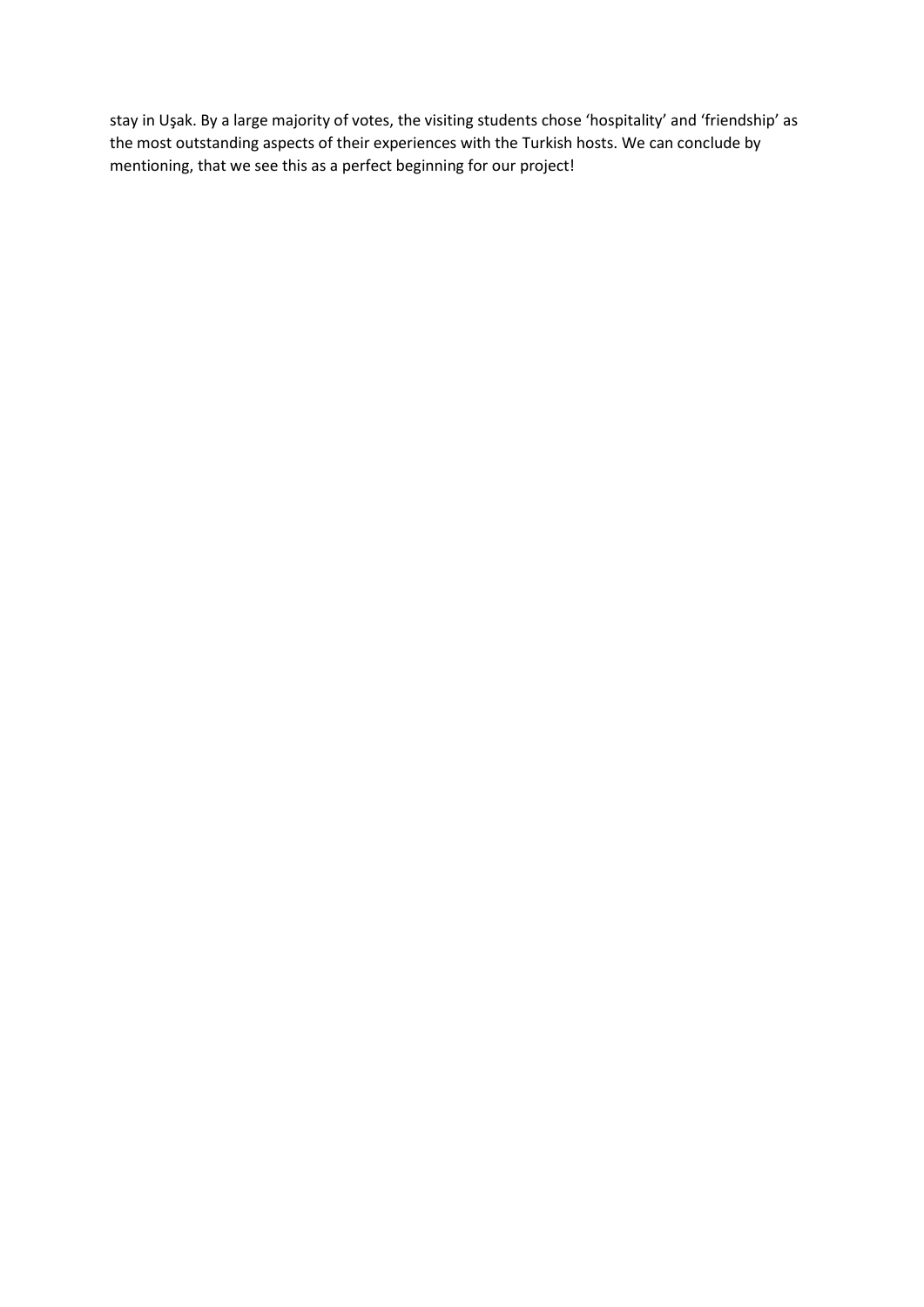stay in Uşak. By a large majority of votes, the visiting students chose ‘hospitality’ and ‘friendship’ as the most outstanding aspects of their experiences with the Turkish hosts. We can conclude by mentioning, that we see this as a perfect beginning for our project!